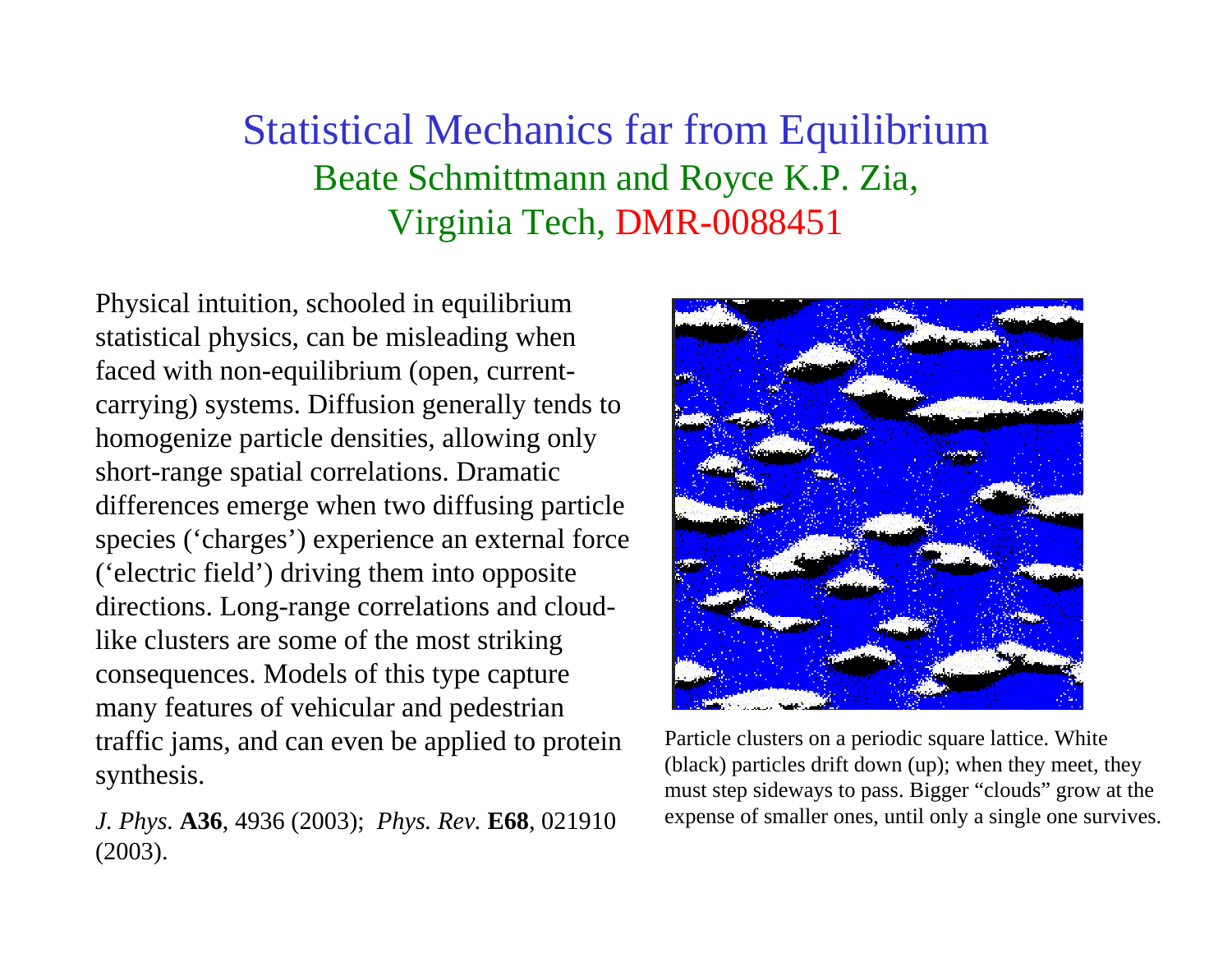# Statistical Mechanics far from Equilibrium

## Beate Schmittmann and Royce K.P. Zia, Virginia Tech, DMR-0088451

Physical intuition, schooled in equilibrium statistical physics, can be misleading when faced with non-equilibrium (open, current-carrying) systems. Diffusion generally tends to homogenize particle densities, allowing only short-range spatial correlations. Dramatic differences emerge when two diffusing particle species ('charges') experience an external force ('electric field') driving them into opposite directions. Long-range correlations and cloud-like clusters are some of the most striking consequences. Models of this type capture many features of vehicular and pedestrian traffic jams, and can even be applied to protein synthesis.

*J. Phys.* **A36**, 4936 (2003); *Phys. Rev.* **E68**, 021910 (2003).

Particle clusters on a periodic square lattice. White (black) particles drift down (up); when they meet, they must step sideways to pass. Bigger "clouds" grow at the expense of smaller ones, until only a single one survives.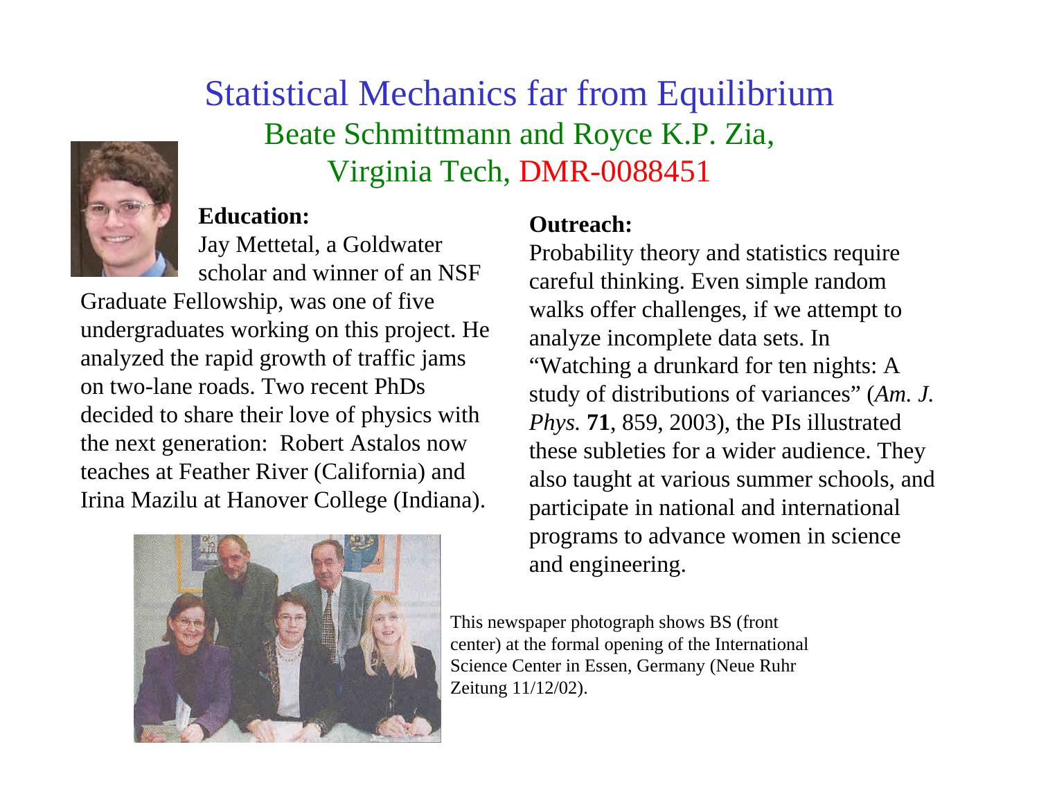# Statistical Mechanics far from Equilibrium

## Beate Schmittmann and Royce K.P. Zia, Virginia Tech, DMR-0088451

**Education:**

Jay Mettetal, a Goldwater scholar and winner of an NSF Graduate Fellowship, was one of five undergraduates working on this project. He analyzed the rapid growth of traffic jams on two-lane roads. Two recent PhDs decided to share their love of physics with the next generation: Robert Astalos now teaches at Feather River (California) and Irina Mazilu at Hanover College (Indiana).

**Outreach:**

Probability theory and statistics require careful thinking. Even simple random walks offer challenges, if we attempt to analyze incomplete data sets. In "Watching a drunkard for ten nights: A study of distributions of variances" (*Am. J. Phys.* **71**, 859, 2003), the PIs illustrated these subleties for a wider audience. They also taught at various summer schools, and participate in national and international programs to advance women in science and engineering.

This newspaper photograph shows BS (front center) at the formal opening of the International Science Center in Essen, Germany (Neue Ruhr Zeitung 11/12/02).